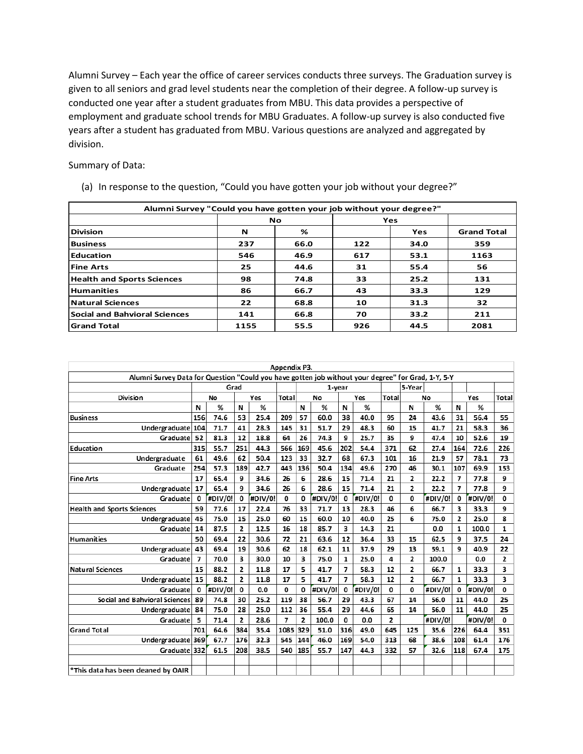Alumni Survey – Each year the office of career services conducts three surveys. The Graduation survey is given to all seniors and grad level students near the completion of their degree. A follow-up survey is conducted one year after a student graduates from MBU. This data provides a perspective of employment and graduate school trends for MBU Graduates. A follow-up survey is also conducted five years after a student has graduated from MBU. Various questions are analyzed and aggregated by division.

Summary of Data:

(a) In response to the question, "Could you have gotten your job without your degree?"

| Alumni Survey "Could you have gotten your job without your degree?" | | | | | |
|---|---|---|---|---|---|
| | No | | Yes | | |
| **Division** | **N** | **%** | | **Yes** | **Grand Total** |
| **Business** | 237 | 66.0 | 122 | 34.0 | 359 |
| **Education** | 546 | 46.9 | 617 | 53.1 | 1163 |
| **Fine Arts** | 25 | 44.6 | 31 | 55.4 | 56 |
| **Health and Sports Sciences** | 98 | 74.8 | 33 | 25.2 | 131 |
| **Humanities** | 86 | 66.7 | 43 | 33.3 | 129 |
| **Natural Sciences** | 22 | 68.8 | 10 | 31.3 | 32 |
| **Social and Bahvioral Sciences** | 141 | 66.8 | 70 | 33.2 | 211 |
| **Grand Total** | 1155 | 55.5 | 926 | 44.5 | 2081 |

Appendix P3.

| Alumni Survey Data for Question "Could you have gotten job without your degree" for Grad, 1-Y, 5-Y | | | | | | | | | | | | | | | |
|---|---|---|---|---|---|---|---|---|---|---|---|---|---|---|---|
| | Grad | | | | | 1-year | | | | | 5-Year | | | | |
| Division | No | | Yes | | Total | No | | Yes | | Total | No | | Yes | | Total |
| | N | % | N | % | | N | % | N | % | | N | % | N | % | |
| Business | 156 | 74.6 | 53 | 25.4 | 209 | 57 | 60.0 | 38 | 40.0 | 95 | 24 | 43.6 | 31 | 56.4 | 55 |
| Undergraduate | 104 | 71.7 | 41 | 28.3 | 145 | 31 | 51.7 | 29 | 48.3 | 60 | 15 | 41.7 | 21 | 58.3 | 36 |
| Graduate | 52 | 81.3 | 12 | 18.8 | 64 | 26 | 74.3 | 9 | 25.7 | 35 | 9 | 47.4 | 10 | 52.6 | 19 |
| Education | 315 | 55.7 | 251 | 44.3 | 566 | 169 | 45.6 | 202 | 54.4 | 371 | 62 | 27.4 | 164 | 72.6 | 226 |
| Undergraduate | 61 | 49.6 | 62 | 50.4 | 123 | 33 | 32.7 | 68 | 67.3 | 101 | 16 | 21.9 | 57 | 78.1 | 73 |
| Graduate | 254 | 57.3 | 189 | 42.7 | 443 | 136 | 50.4 | 134 | 49.6 | 270 | 46 | 30.1 | 107 | 69.9 | 153 |
| Fine Arts | 17 | 65.4 | 9 | 34.6 | 26 | 6 | 28.6 | 15 | 71.4 | 21 | 2 | 22.2 | 7 | 77.8 | 9 |
| Undergraduate | 17 | 65.4 | 9 | 34.6 | 26 | 6 | 28.6 | 15 | 71.4 | 21 | 2 | 22.2 | 7 | 77.8 | 9 |
| Graduate | 0 | #DIV/0! | 0 | #DIV/0! | 0 | 0 | #DIV/0! | 0 | #DIV/0! | 0 | 0 | #DIV/0! | 0 | #DIV/0! | 0 |
| Health and Sports Sciences | 59 | 77.6 | 17 | 22.4 | 76 | 33 | 71.7 | 13 | 28.3 | 46 | 6 | 66.7 | 3 | 33.3 | 9 |
| Undergraduate | 45 | 75.0 | 15 | 25.0 | 60 | 15 | 60.0 | 10 | 40.0 | 25 | 6 | 75.0 | 2 | 25.0 | 8 |
| Graduate | 14 | 87.5 | 2 | 12.5 | 16 | 18 | 85.7 | 3 | 14.3 | 21 | | 0.0 | 1 | 100.0 | 1 |
| Humanities | 50 | 69.4 | 22 | 30.6 | 72 | 21 | 63.6 | 12 | 36.4 | 33 | 15 | 62.5 | 9 | 37.5 | 24 |
| Undergraduate | 43 | 69.4 | 19 | 30.6 | 62 | 18 | 62.1 | 11 | 37.9 | 29 | 13 | 59.1 | 9 | 40.9 | 22 |
| Graduate | 7 | 70.0 | 3 | 30.0 | 10 | 3 | 75.0 | 1 | 25.0 | 4 | 2 | 100.0 | | 0.0 | 2 |
| Natural Sciences | 15 | 88.2 | 2 | 11.8 | 17 | 5 | 41.7 | 7 | 58.3 | 12 | 2 | 66.7 | 1 | 33.3 | 3 |
| Undergraduate | 15 | 88.2 | 2 | 11.8 | 17 | 5 | 41.7 | 7 | 58.3 | 12 | 2 | 66.7 | 1 | 33.3 | 3 |
| Graduate | 0 | #DIV/0! | 0 | 0.0 | 0 | 0 | #DIV/0! | 0 | #DIV/0! | 0 | 0 | #DIV/0! | 0 | #DIV/0! | 0 |
| Social and Bahvioral Sciences | 89 | 74.8 | 30 | 25.2 | 119 | 38 | 56.7 | 29 | 43.3 | 67 | 14 | 56.0 | 11 | 44.0 | 25 |
| Undergraduate | 84 | 75.0 | 28 | 25.0 | 112 | 36 | 55.4 | 29 | 44.6 | 65 | 14 | 56.0 | 11 | 44.0 | 25 |
| Graduate | 5 | 71.4 | 2 | 28.6 | 7 | 2 | 100.0 | 0 | 0.0 | 2 | | #DIV/0! | | #DIV/0! | 0 |
| Grand Total | 701 | 64.6 | 384 | 35.4 | 1085 | 329 | 51.0 | 316 | 49.0 | 645 | 125 | 35.6 | 226 | 64.4 | 351 |
| Undergraduate | 369 | 67.7 | 176 | 32.3 | 545 | 144 | 46.0 | 169 | 54.0 | 313 | 68 | 38.6 | 108 | 61.4 | 176 |
| Graduate | 332 | 61.5 | 208 | 38.5 | 540 | 185 | 55.7 | 147 | 44.3 | 332 | 57 | 32.6 | 118 | 67.4 | 175 |
| | | | | | | | | | | | | | | | |
| *This data has been cleaned by OAIR | | | | | | | | | | | | | | | |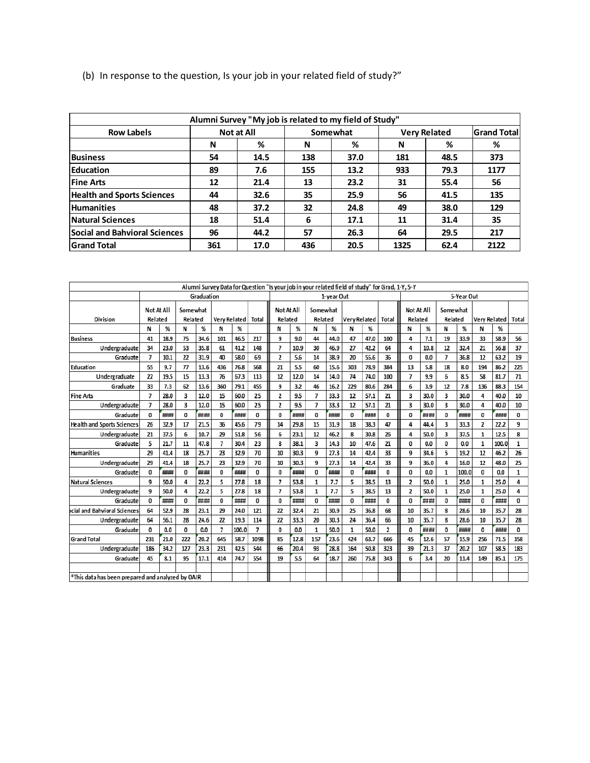(b) In response to the question, Is your job in your related field of study?"

| Alumni Survey "My job is related to my field of Study" | | | | | | | |
|---|---|---|---|---|---|---|---|
| Row Labels | Not at All | | Somewhat | | Very Related | | Grand Total |
| | N | % | N | % | N | % | % |
| **Business** | 54 | 14.5 | 138 | 37.0 | 181 | 48.5 | 373 |
| **Education** | 89 | 7.6 | 155 | 13.2 | 933 | 79.3 | 1177 |
| **Fine Arts** | 12 | 21.4 | 13 | 23.2 | 31 | 55.4 | 56 |
| **Health and Sports Sciences** | 44 | 32.6 | 35 | 25.9 | 56 | 41.5 | 135 |
| **Humanities** | 48 | 37.2 | 32 | 24.8 | 49 | 38.0 | 129 |
| **Natural Sciences** | 18 | 51.4 | 6 | 17.1 | 11 | 31.4 | 35 |
| **Social and Bahvioral Sciences** | 96 | 44.2 | 57 | 26.3 | 64 | 29.5 | 217 |
| **Grand Total** | 361 | 17.0 | 436 | 20.5 | 1325 | 62.4 | 2122 |

| Alumni Survey Data for Question "Is your job in your related field of study" for Grad, 1-Y, 5-Y | | | | | | | | | | | | | | | | | | | | | |
|---|---|---|---|---|---|---|---|---|---|---|---|---|---|---|---|---|---|---|---|---|---|
| | Graduation | | | | | | | 1-year Out | | | | | | | 5-Year Out | | | | | | |
| Division | Not At All Related | | Somewhat Related | | Very Related | | Total | Not At All Related | | Somewhat Related | | Very Related | | Total | Not At All Related | | Somewhat Related | | Very Related | | Total |
| | N | % | N | % | N | % | | N | % | N | % | N | % | | N | % | N | % | N | % | |
| Business | 41 | 18.9 | 75 | 34.6 | 101 | 46.5 | 217 | 9 | 9.0 | 44 | 44.0 | 47 | 47.0 | 100 | 4 | 7.1 | 19 | 33.9 | 33 | 58.9 | 56 |
| Undergraduate | 34 | 23.0 | 53 | 35.8 | 61 | 41.2 | 148 | 7 | 10.9 | 30 | 46.9 | 27 | 42.2 | 64 | 4 | 10.8 | 12 | 32.4 | 21 | 56.8 | 37 |
| Graduate | 7 | 10.1 | 22 | 31.9 | 40 | 58.0 | 69 | 2 | 5.6 | 14 | 38.9 | 20 | 55.6 | 36 | 0 | 0.0 | 7 | 36.8 | 12 | 63.2 | 19 |
| Education | 55 | 9.7 | 77 | 13.6 | 436 | 76.8 | 568 | 21 | 5.5 | 60 | 15.6 | 303 | 78.9 | 384 | 13 | 5.8 | 18 | 8.0 | 194 | 86.2 | 225 |
| Undergraduate | 22 | 19.5 | 15 | 13.3 | 76 | 67.3 | 113 | 12 | 12.0 | 14 | 14.0 | 74 | 74.0 | 100 | 7 | 9.9 | 6 | 8.5 | 58 | 81.7 | 71 |
| Graduate | 33 | 7.3 | 62 | 13.6 | 360 | 79.1 | 455 | 9 | 3.2 | 46 | 16.2 | 229 | 80.6 | 284 | 6 | 3.9 | 12 | 7.8 | 136 | 88.3 | 154 |
| Fine Arts | 7 | 28.0 | 3 | 12.0 | 15 | 60.0 | 25 | 2 | 9.5 | 7 | 33.3 | 12 | 57.1 | 21 | 3 | 30.0 | 3 | 30.0 | 4 | 40.0 | 10 |
| Undergraduate | 7 | 28.0 | 3 | 12.0 | 15 | 60.0 | 25 | 2 | 9.5 | 7 | 33.3 | 12 | 57.1 | 21 | 3 | 30.0 | 3 | 30.0 | 4 | 40.0 | 10 |
| Graduate | 0 | #### | 0 | #### | 0 | #### | 0 | 0 | #### | 0 | #### | 0 | #### | 0 | 0 | #### | 0 | #### | 0 | #### | 0 |
| Health and Sports Sciences | 26 | 32.9 | 17 | 21.5 | 36 | 45.6 | 79 | 14 | 29.8 | 15 | 31.9 | 18 | 38.3 | 47 | 4 | 44.4 | 3 | 33.3 | 2 | 22.2 | 9 |
| Undergraduate | 21 | 37.5 | 6 | 10.7 | 29 | 51.8 | 56 | 6 | 23.1 | 12 | 46.2 | 8 | 30.8 | 26 | 4 | 50.0 | 3 | 37.5 | 1 | 12.5 | 8 |
| Graduate | 5 | 21.7 | 11 | 47.8 | 7 | 30.4 | 23 | 8 | 38.1 | 3 | 14.3 | 10 | 47.6 | 21 | 0 | 0.0 | 0 | 0.0 | 1 | 100.0 | 1 |
| Humanities | 29 | 41.4 | 18 | 25.7 | 23 | 32.9 | 70 | 10 | 30.3 | 9 | 27.3 | 14 | 42.4 | 33 | 9 | 34.6 | 5 | 19.2 | 12 | 46.2 | 26 |
| Undergraduate | 29 | 41.4 | 18 | 25.7 | 23 | 32.9 | 70 | 10 | 30.3 | 9 | 27.3 | 14 | 42.4 | 33 | 9 | 36.0 | 4 | 16.0 | 12 | 48.0 | 25 |
| Graduate | 0 | #### | 0 | #### | 0 | #### | 0 | 0 | #### | 0 | #### | 0 | #### | 0 | 0 | 0.0 | 1 | 100.0 | 0 | 0.0 | 1 |
| Natural Sciences | 9 | 50.0 | 4 | 22.2 | 5 | 27.8 | 18 | 7 | 53.8 | 1 | 7.7 | 5 | 38.5 | 13 | 2 | 50.0 | 1 | 25.0 | 1 | 25.0 | 4 |
| Undergraduate | 9 | 50.0 | 4 | 22.2 | 5 | 27.8 | 18 | 7 | 53.8 | 1 | 7.7 | 5 | 38.5 | 13 | 2 | 50.0 | 1 | 25.0 | 1 | 25.0 | 4 |
| Graduate | 0 | #### | 0 | #### | 0 | #### | 0 | 0 | #### | 0 | #### | 0 | #### | 0 | 0 | #### | 0 | #### | 0 | #### | 0 |
| ocial and Bahvioral Sciences | 64 | 52.9 | 28 | 23.1 | 29 | 24.0 | 121 | 22 | 32.4 | 21 | 30.9 | 25 | 36.8 | 68 | 10 | 35.7 | 8 | 28.6 | 10 | 35.7 | 28 |
| Undergraduate | 64 | 56.1 | 28 | 24.6 | 22 | 19.3 | 114 | 22 | 33.3 | 20 | 30.3 | 24 | 36.4 | 66 | 10 | 35.7 | 8 | 28.6 | 10 | 35.7 | 28 |
| Graduate | 0 | 0.0 | 0 | 0.0 | 7 | 100.0 | 7 | 0 | 0.0 | 1 | 50.0 | 1 | 50.0 | 2 | 0 | #### | 0 | #### | 0 | #### | 0 |
| Grand Total | 231 | 21.0 | 222 | 20.2 | 645 | 58.7 | 1098 | 85 | 12.8 | 157 | 23.6 | 424 | 63.7 | 666 | 45 | 12.6 | 57 | 15.9 | 256 | 71.5 | 358 |
| Undergraduate | 186 | 34.2 | 127 | 23.3 | 231 | 42.5 | 544 | 66 | 20.4 | 93 | 28.8 | 164 | 50.8 | 323 | 39 | 21.3 | 37 | 20.2 | 107 | 58.5 | 183 |
| Graduate | 45 | 8.1 | 95 | 17.1 | 414 | 74.7 | 554 | 19 | 5.5 | 64 | 18.7 | 260 | 75.8 | 343 | 6 | 3.4 | 20 | 11.4 | 149 | 85.1 | 175 |

*This data has been prepared and analyzed by OAIR